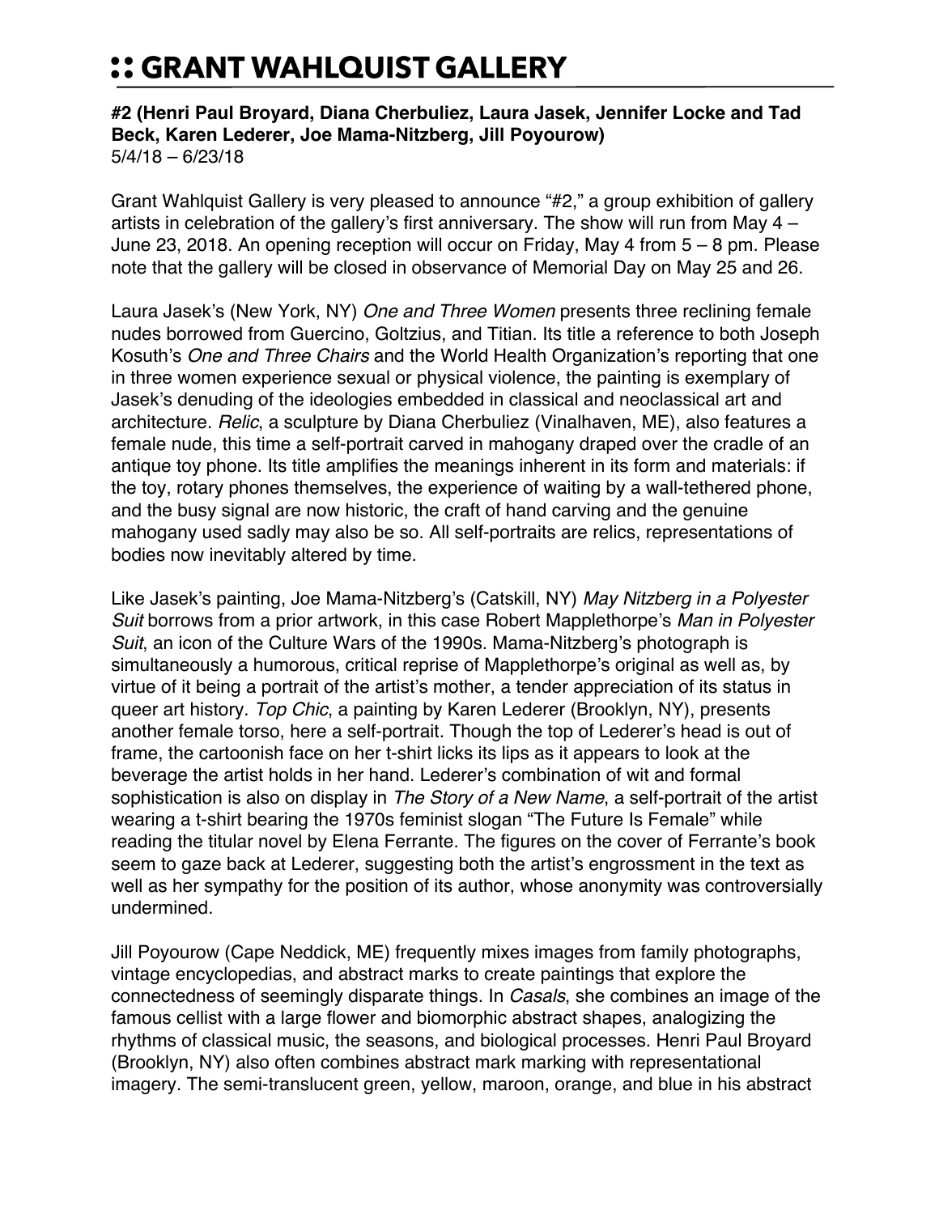# :: GRANT WAHLQUIST GALLERY

**#2 (Henri Paul Broyard, Diana Cherbuliez, Laura Jasek, Jennifer Locke and Tad Beck, Karen Lederer, Joe Mama-Nitzberg, Jill Poyourow)**
5/4/18 – 6/23/18

Grant Wahlquist Gallery is very pleased to announce "#2," a group exhibition of gallery artists in celebration of the gallery's first anniversary. The show will run from May 4 – June 23, 2018. An opening reception will occur on Friday, May 4 from 5 – 8 pm. Please note that the gallery will be closed in observance of Memorial Day on May 25 and 26.

Laura Jasek's (New York, NY) *One and Three Women* presents three reclining female nudes borrowed from Guercino, Goltzius, and Titian. Its title a reference to both Joseph Kosuth's *One and Three Chairs* and the World Health Organization's reporting that one in three women experience sexual or physical violence, the painting is exemplary of Jasek's denuding of the ideologies embedded in classical and neoclassical art and architecture. *Relic*, a sculpture by Diana Cherbuliez (Vinalhaven, ME), also features a female nude, this time a self-portrait carved in mahogany draped over the cradle of an antique toy phone. Its title amplifies the meanings inherent in its form and materials: if the toy, rotary phones themselves, the experience of waiting by a wall-tethered phone, and the busy signal are now historic, the craft of hand carving and the genuine mahogany used sadly may also be so. All self-portraits are relics, representations of bodies now inevitably altered by time.

Like Jasek's painting, Joe Mama-Nitzberg's (Catskill, NY) *May Nitzberg in a Polyester Suit* borrows from a prior artwork, in this case Robert Mapplethorpe's *Man in Polyester Suit*, an icon of the Culture Wars of the 1990s. Mama-Nitzberg's photograph is simultaneously a humorous, critical reprise of Mapplethorpe's original as well as, by virtue of it being a portrait of the artist's mother, a tender appreciation of its status in queer art history. *Top Chic*, a painting by Karen Lederer (Brooklyn, NY), presents another female torso, here a self-portrait. Though the top of Lederer's head is out of frame, the cartoonish face on her t-shirt licks its lips as it appears to look at the beverage the artist holds in her hand. Lederer's combination of wit and formal sophistication is also on display in *The Story of a New Name*, a self-portrait of the artist wearing a t-shirt bearing the 1970s feminist slogan "The Future Is Female" while reading the titular novel by Elena Ferrante. The figures on the cover of Ferrante's book seem to gaze back at Lederer, suggesting both the artist's engrossment in the text as well as her sympathy for the position of its author, whose anonymity was controversially undermined.

Jill Poyourow (Cape Neddick, ME) frequently mixes images from family photographs, vintage encyclopedias, and abstract marks to create paintings that explore the connectedness of seemingly disparate things. In *Casals*, she combines an image of the famous cellist with a large flower and biomorphic abstract shapes, analogizing the rhythms of classical music, the seasons, and biological processes. Henri Paul Broyard (Brooklyn, NY) also often combines abstract mark marking with representational imagery. The semi-translucent green, yellow, maroon, orange, and blue in his abstract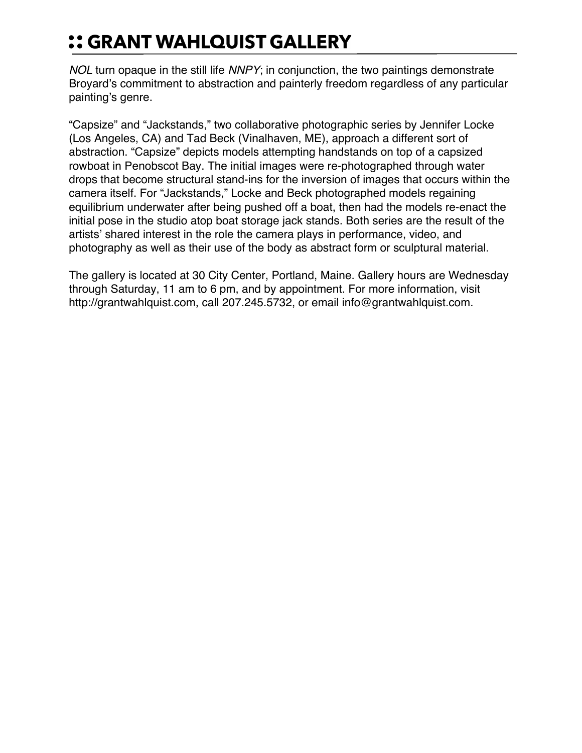*NOL* turn opaque in the still life *NNPY*; in conjunction, the two paintings demonstrate Broyard's commitment to abstraction and painterly freedom regardless of any particular painting's genre.

"Capsize" and "Jackstands," two collaborative photographic series by Jennifer Locke (Los Angeles, CA) and Tad Beck (Vinalhaven, ME), approach a different sort of abstraction. "Capsize" depicts models attempting handstands on top of a capsized rowboat in Penobscot Bay. The initial images were re-photographed through water drops that become structural stand-ins for the inversion of images that occurs within the camera itself. For "Jackstands," Locke and Beck photographed models regaining equilibrium underwater after being pushed off a boat, then had the models re-enact the initial pose in the studio atop boat storage jack stands. Both series are the result of the artists' shared interest in the role the camera plays in performance, video, and photography as well as their use of the body as abstract form or sculptural material.

The gallery is located at 30 City Center, Portland, Maine. Gallery hours are Wednesday through Saturday, 11 am to 6 pm, and by appointment. For more information, visit http://grantwahlquist.com, call 207.245.5732, or email info@grantwahlquist.com.